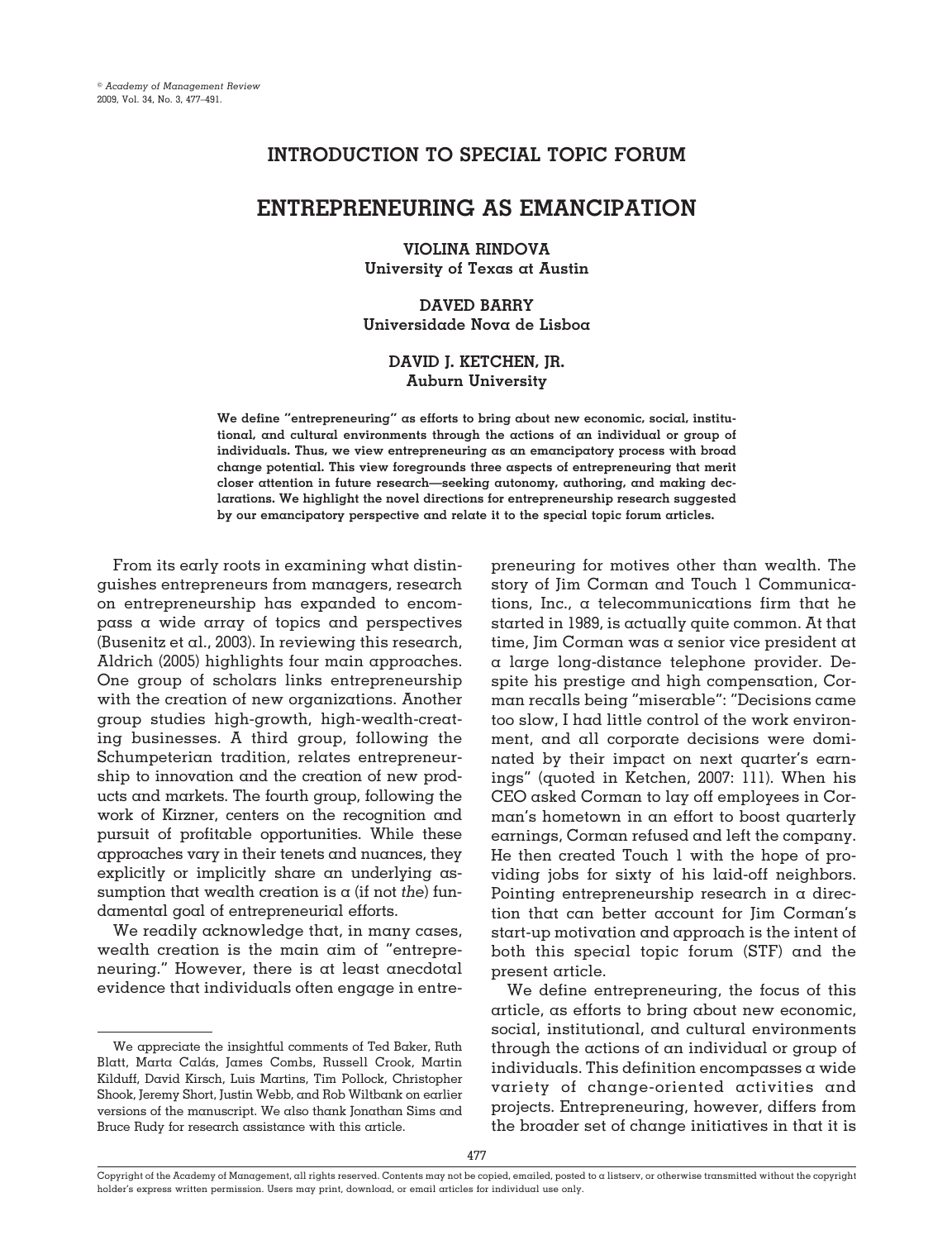## INTRODUCTION TO SPECIAL TOPIC FORUM

# ENTREPRENEURING AS EMANCIPATION

**VIOLINA RINDOVA**
**University of Texas at Austin**

**DAVED BARRY**
**Universidade Nova de Lisboa**

**DAVID J. KETCHEN, JR.**
**Auburn University**

**We define "entrepreneuring" as efforts to bring about new economic, social, institutional, and cultural environments through the actions of an individual or group of individuals. Thus, we view entrepreneuring as an emancipatory process with broad change potential. This view foregrounds three aspects of entrepreneuring that merit closer attention in future research—seeking autonomy, authoring, and making declarations. We highlight the novel directions for entrepreneurship research suggested by our emancipatory perspective and relate it to the special topic forum articles.**

From its early roots in examining what distinguishes entrepreneurs from managers, research on entrepreneurship has expanded to encompass a wide array of topics and perspectives (Busenitz et al., 2003). In reviewing this research, Aldrich (2005) highlights four main approaches. One group of scholars links entrepreneurship with the creation of new organizations. Another group studies high-growth, high-wealth-creating businesses. A third group, following the Schumpeterian tradition, relates entrepreneurship to innovation and the creation of new products and markets. The fourth group, following the work of Kirzner, centers on the recognition and pursuit of profitable opportunities. While these approaches vary in their tenets and nuances, they explicitly or implicitly share an underlying assumption that wealth creation is a (if not *the*) fundamental goal of entrepreneurial efforts.

We readily acknowledge that, in many cases, wealth creation is the main aim of "entrepreneuring." However, there is at least anecdotal evidence that individuals often engage in entrepreneuring for motives other than wealth. The story of Jim Corman and Touch 1 Communications, Inc., a telecommunications firm that he started in 1989, is actually quite common. At that time, Jim Corman was a senior vice president at a large long-distance telephone provider. Despite his prestige and high compensation, Corman recalls being "miserable": "Decisions came too slow, I had little control of the work environment, and all corporate decisions were dominated by their impact on next quarter's earnings" (quoted in Ketchen, 2007: 111). When his CEO asked Corman to lay off employees in Corman's hometown in an effort to boost quarterly earnings, Corman refused and left the company. He then created Touch 1 with the hope of providing jobs for sixty of his laid-off neighbors. Pointing entrepreneurship research in a direction that can better account for Jim Corman's start-up motivation and approach is the intent of both this special topic forum (STF) and the present article.

We define entrepreneuring, the focus of this article, as efforts to bring about new economic, social, institutional, and cultural environments through the actions of an individual or group of individuals. This definition encompasses a wide variety of change-oriented activities and projects. Entrepreneuring, however, differs from the broader set of change initiatives in that it is

---

We appreciate the insightful comments of Ted Baker, Ruth Blatt, Marta Calás, James Combs, Russell Crook, Martin Kilduff, David Kirsch, Luis Martins, Tim Pollock, Christopher Shook, Jeremy Short, Justin Webb, and Rob Wiltbank on earlier versions of the manuscript. We also thank Jonathan Sims and Bruce Rudy for research assistance with this article.

Copyright of the Academy of Management, all rights reserved. Contents may not be copied, emailed, posted to a listserv, or otherwise transmitted without the copyright holder's express written permission. Users may print, download, or email articles for individual use only.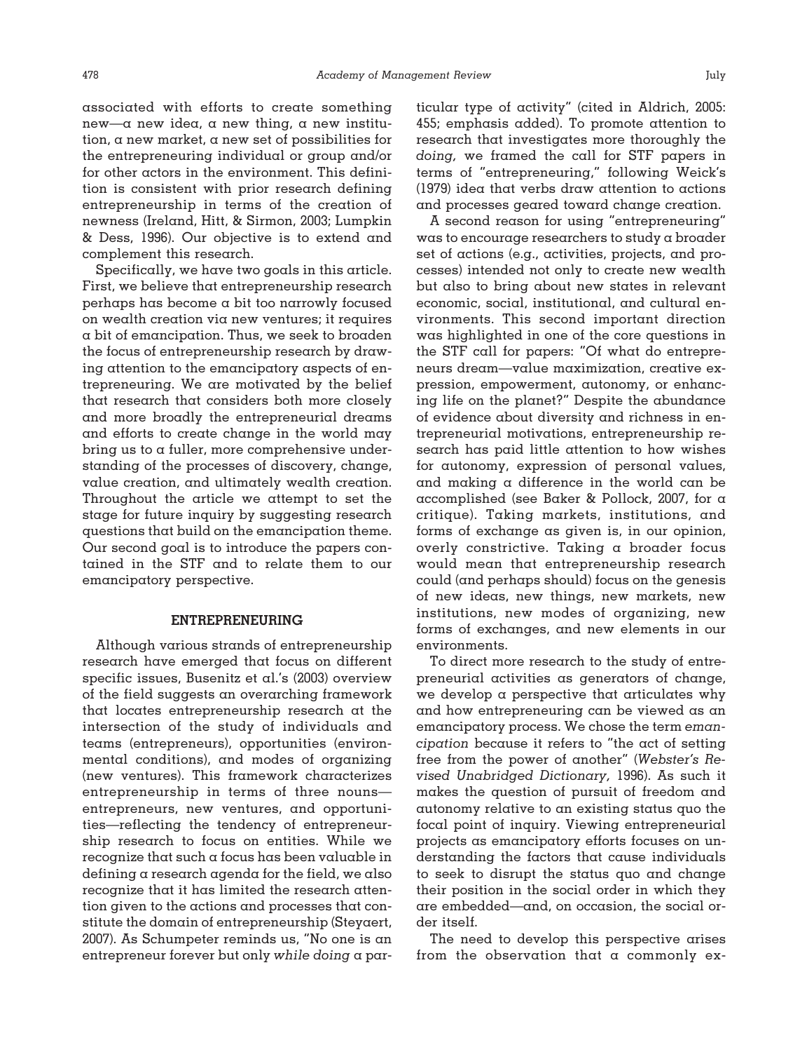associated with efforts to create something new—a new idea, a new thing, a new institution, a new market, a new set of possibilities for the entrepreneuring individual or group and/or for other actors in the environment. This definition is consistent with prior research defining entrepreneurship in terms of the creation of newness (Ireland, Hitt, & Sirmon, 2003; Lumpkin & Dess, 1996). Our objective is to extend and complement this research.

Specifically, we have two goals in this article. First, we believe that entrepreneurship research perhaps has become a bit too narrowly focused on wealth creation via new ventures; it requires a bit of emancipation. Thus, we seek to broaden the focus of entrepreneurship research by drawing attention to the emancipatory aspects of entrepreneuring. We are motivated by the belief that research that considers both more closely and more broadly the entrepreneurial dreams and efforts to create change in the world may bring us to a fuller, more comprehensive understanding of the processes of discovery, change, value creation, and ultimately wealth creation. Throughout the article we attempt to set the stage for future inquiry by suggesting research questions that build on the emancipation theme. Our second goal is to introduce the papers contained in the STF and to relate them to our emancipatory perspective.

## ENTREPRENEURING

Although various strands of entrepreneurship research have emerged that focus on different specific issues, Busenitz et al.'s (2003) overview of the field suggests an overarching framework that locates entrepreneurship research at the intersection of the study of individuals and teams (entrepreneurs), opportunities (environmental conditions), and modes of organizing (new ventures). This framework characterizes entrepreneurship in terms of three nouns—entrepreneurs, new ventures, and opportunities—reflecting the tendency of entrepreneurship research to focus on entities. While we recognize that such a focus has been valuable in defining a research agenda for the field, we also recognize that it has limited the research attention given to the actions and processes that constitute the domain of entrepreneurship (Steyaert, 2007). As Schumpeter reminds us, "No one is an entrepreneur forever but only *while doing* a particular type of activity" (cited in Aldrich, 2005: 455; emphasis added). To promote attention to research that investigates more thoroughly the *doing,* we framed the call for STF papers in terms of "entrepreneuring," following Weick's (1979) idea that verbs draw attention to actions and processes geared toward change creation.

A second reason for using "entrepreneuring" was to encourage researchers to study a broader set of actions (e.g., activities, projects, and processes) intended not only to create new wealth but also to bring about new states in relevant economic, social, institutional, and cultural environments. This second important direction was highlighted in one of the core questions in the STF call for papers: "Of what do entrepreneurs dream—value maximization, creative expression, empowerment, autonomy, or enhancing life on the planet?" Despite the abundance of evidence about diversity and richness in entrepreneurial motivations, entrepreneurship research has paid little attention to how wishes for autonomy, expression of personal values, and making a difference in the world can be accomplished (see Baker & Pollock, 2007, for a critique). Taking markets, institutions, and forms of exchange as given is, in our opinion, overly constrictive. Taking a broader focus would mean that entrepreneurship research could (and perhaps should) focus on the genesis of new ideas, new things, new markets, new institutions, new modes of organizing, new forms of exchanges, and new elements in our environments.

To direct more research to the study of entrepreneurial activities as generators of change, we develop a perspective that articulates why and how entrepreneuring can be viewed as an emancipatory process. We chose the term *emancipation* because it refers to "the act of setting free from the power of another" (*Webster's Revised Unabridged Dictionary,* 1996). As such it makes the question of pursuit of freedom and autonomy relative to an existing status quo the focal point of inquiry. Viewing entrepreneurial projects as emancipatory efforts focuses on understanding the factors that cause individuals to seek to disrupt the status quo and change their position in the social order in which they are embedded—and, on occasion, the social order itself.

The need to develop this perspective arises from the observation that a commonly ex-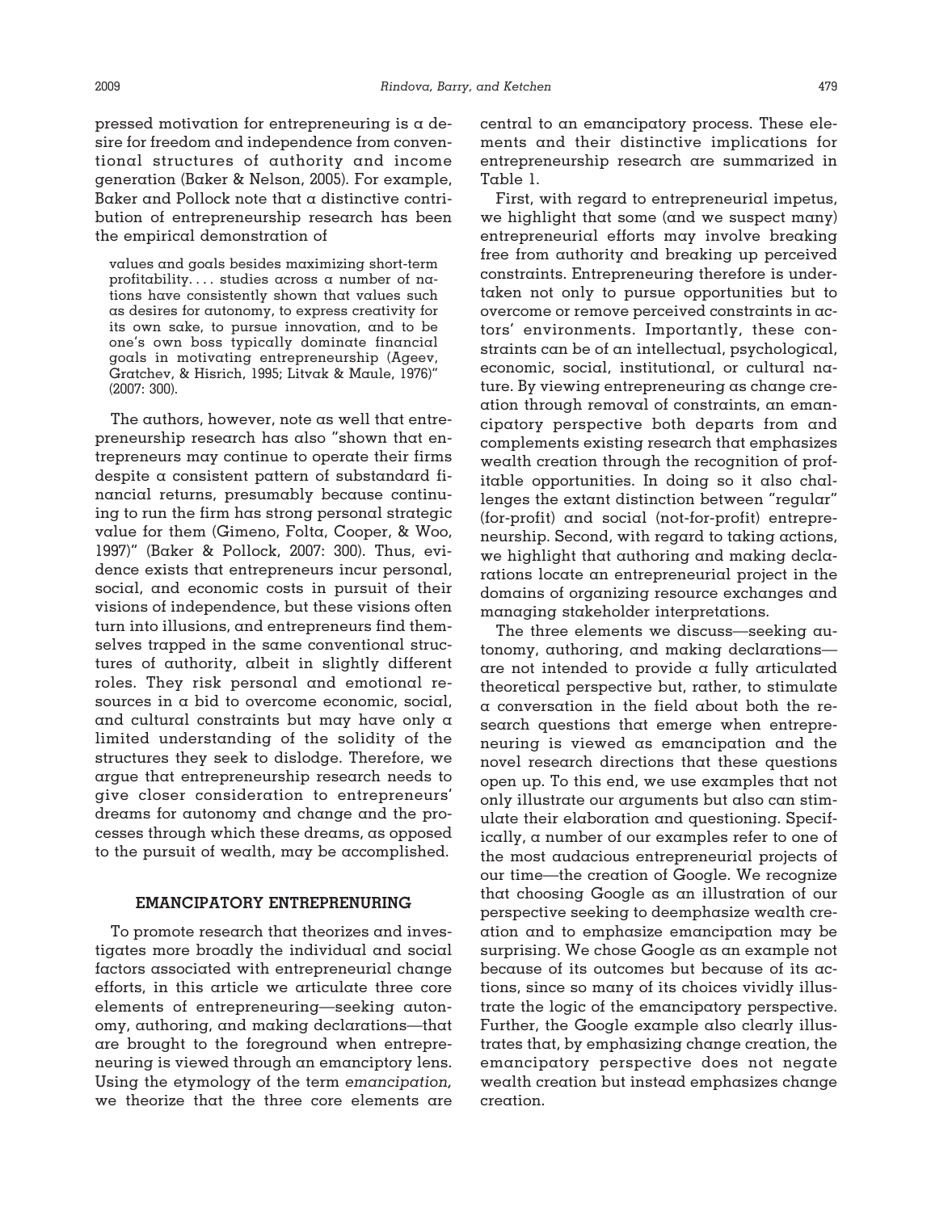pressed motivation for entrepreneuring is a desire for freedom and independence from conventional structures of authority and income generation (Baker & Nelson, 2005). For example, Baker and Pollock note that a distinctive contribution of entrepreneurship research has been the empirical demonstration of

> values and goals besides maximizing short-term profitability. . . . studies across a number of nations have consistently shown that values such as desires for autonomy, to express creativity for its own sake, to pursue innovation, and to be one's own boss typically dominate financial goals in motivating entrepreneurship (Ageev, Gratchev, & Hisrich, 1995; Litvak & Maule, 1976)" (2007: 300).

The authors, however, note as well that entrepreneurship research has also "shown that entrepreneurs may continue to operate their firms despite a consistent pattern of substandard financial returns, presumably because continuing to run the firm has strong personal strategic value for them (Gimeno, Folta, Cooper, & Woo, 1997)" (Baker & Pollock, 2007: 300). Thus, evidence exists that entrepreneurs incur personal, social, and economic costs in pursuit of their visions of independence, but these visions often turn into illusions, and entrepreneurs find themselves trapped in the same conventional structures of authority, albeit in slightly different roles. They risk personal and emotional resources in a bid to overcome economic, social, and cultural constraints but may have only a limited understanding of the solidity of the structures they seek to dislodge. Therefore, we argue that entrepreneurship research needs to give closer consideration to entrepreneurs' dreams for autonomy and change and the processes through which these dreams, as opposed to the pursuit of wealth, may be accomplished.

## EMANCIPATORY ENTREPRENURING

To promote research that theorizes and investigates more broadly the individual and social factors associated with entrepreneurial change efforts, in this article we articulate three core elements of entrepreneuring—seeking autonomy, authoring, and making declarations—that are brought to the foreground when entrepreneuring is viewed through an emanciptory lens. Using the etymology of the term *emancipation,* we theorize that the three core elements are central to an emancipatory process. These elements and their distinctive implications for entrepreneurship research are summarized in Table 1.

First, with regard to entrepreneurial impetus, we highlight that some (and we suspect many) entrepreneurial efforts may involve breaking free from authority and breaking up perceived constraints. Entrepreneuring therefore is undertaken not only to pursue opportunities but to overcome or remove perceived constraints in actors' environments. Importantly, these constraints can be of an intellectual, psychological, economic, social, institutional, or cultural nature. By viewing entrepreneuring as change creation through removal of constraints, an emancipatory perspective both departs from and complements existing research that emphasizes wealth creation through the recognition of profitable opportunities. In doing so it also challenges the extant distinction between "regular" (for-profit) and social (not-for-profit) entrepreneurship. Second, with regard to taking actions, we highlight that authoring and making declarations locate an entrepreneurial project in the domains of organizing resource exchanges and managing stakeholder interpretations.

The three elements we discuss—seeking autonomy, authoring, and making declarations—are not intended to provide a fully articulated theoretical perspective but, rather, to stimulate a conversation in the field about both the research questions that emerge when entrepreneuring is viewed as emancipation and the novel research directions that these questions open up. To this end, we use examples that not only illustrate our arguments but also can stimulate their elaboration and questioning. Specifically, a number of our examples refer to one of the most audacious entrepreneurial projects of our time—the creation of Google. We recognize that choosing Google as an illustration of our perspective seeking to deemphasize wealth creation and to emphasize emancipation may be surprising. We chose Google as an example not because of its outcomes but because of its actions, since so many of its choices vividly illustrate the logic of the emancipatory perspective. Further, the Google example also clearly illustrates that, by emphasizing change creation, the emancipatory perspective does not negate wealth creation but instead emphasizes change creation.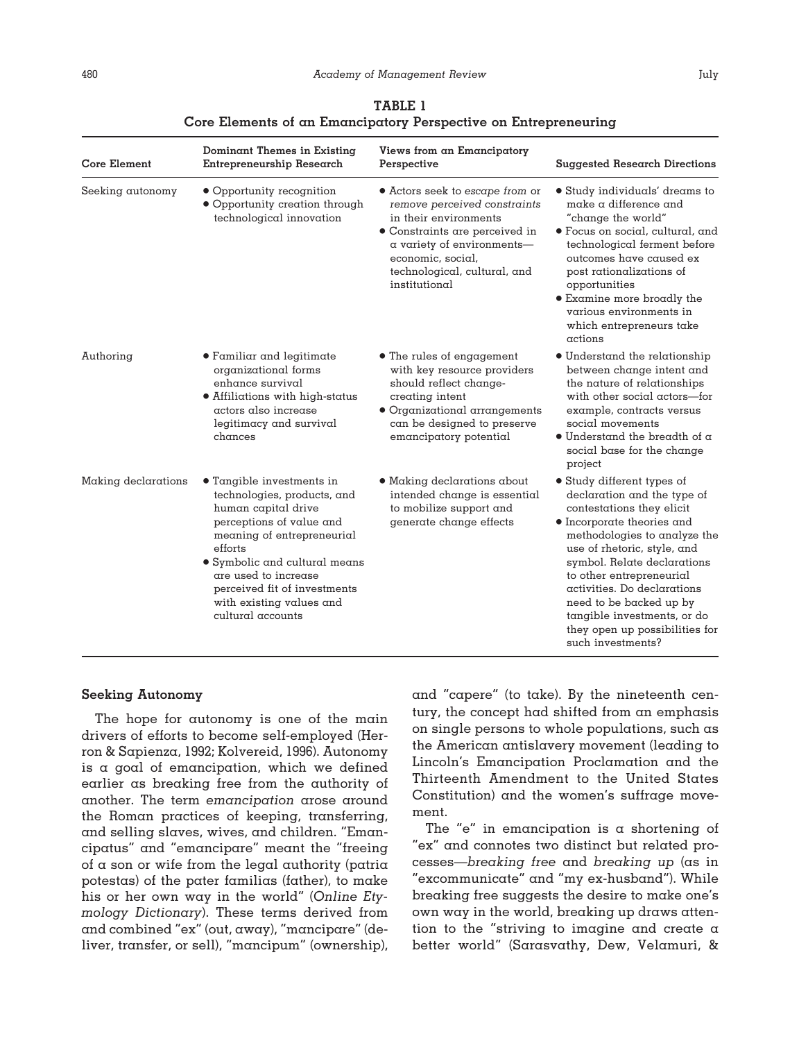**TABLE 1**
**Core Elements of an Emancipatory Perspective on Entrepreneuring**

| Core Element | Dominant Themes in Existing Entrepreneurship Research | Views from an Emancipatory Perspective | Suggested Research Directions |
|---|---|---|---|
| Seeking autonomy | • Opportunity recognition<br>• Opportunity creation through technological innovation | • Actors seek to *escape from* or *remove perceived constraints* in their environments<br>• Constraints are perceived in a variety of environments—economic, social, technological, cultural, and institutional | • Study individuals' dreams to make a difference and "change the world"<br>• Focus on social, cultural, and technological ferment before outcomes have caused ex post rationalizations of opportunities<br>• Examine more broadly the various environments in which entrepreneurs take actions |
| Authoring | • Familiar and legitimate organizational forms enhance survival<br>• Affiliations with high-status actors also increase legitimacy and survival chances | • The rules of engagement with key resource providers should reflect change-creating intent<br>• Organizational arrangements can be designed to preserve emancipatory potential | • Understand the relationship between change intent and the nature of relationships with other social actors—for example, contracts versus social movements<br>• Understand the breadth of a social base for the change project |
| Making declarations | • Tangible investments in technologies, products, and human capital drive perceptions of value and meaning of entrepreneurial efforts<br>• Symbolic and cultural means are used to increase perceived fit of investments with existing values and cultural accounts | • Making declarations about intended change is essential to mobilize support and generate change effects | • Study different types of declaration and the type of contestations they elicit<br>• Incorporate theories and methodologies to analyze the use of rhetoric, style, and symbol. Relate declarations to other entrepreneurial activities. Do declarations need to be backed up by tangible investments, or do they open up possibilities for such investments? |

### Seeking Autonomy

The hope for autonomy is one of the main drivers of efforts to become self-employed (Herron & Sapienza, 1992; Kolvereid, 1996). Autonomy is a goal of emancipation, which we defined earlier as breaking free from the authority of another. The term *emancipation* arose around the Roman practices of keeping, transferring, and selling slaves, wives, and children. "Emancipatus" and "emancipare" meant the "freeing of a son or wife from the legal authority (patria potestas) of the pater familias (father), to make his or her own way in the world" (*Online Etymology Dictionary*). These terms derived from and combined "ex" (out, away), "mancipare" (deliver, transfer, or sell), "mancipum" (ownership), and "capere" (to take). By the nineteenth century, the concept had shifted from an emphasis on single persons to whole populations, such as the American antislavery movement (leading to Lincoln's Emancipation Proclamation and the Thirteenth Amendment to the United States Constitution) and the women's suffrage movement.

The "e" in emancipation is a shortening of "ex" and connotes two distinct but related processes—*breaking free* and *breaking up* (as in "excommunicate" and "my ex-husband"). While breaking free suggests the desire to make one's own way in the world, breaking up draws attention to the "striving to imagine and create a better world" (Sarasvathy, Dew, Velamuri, &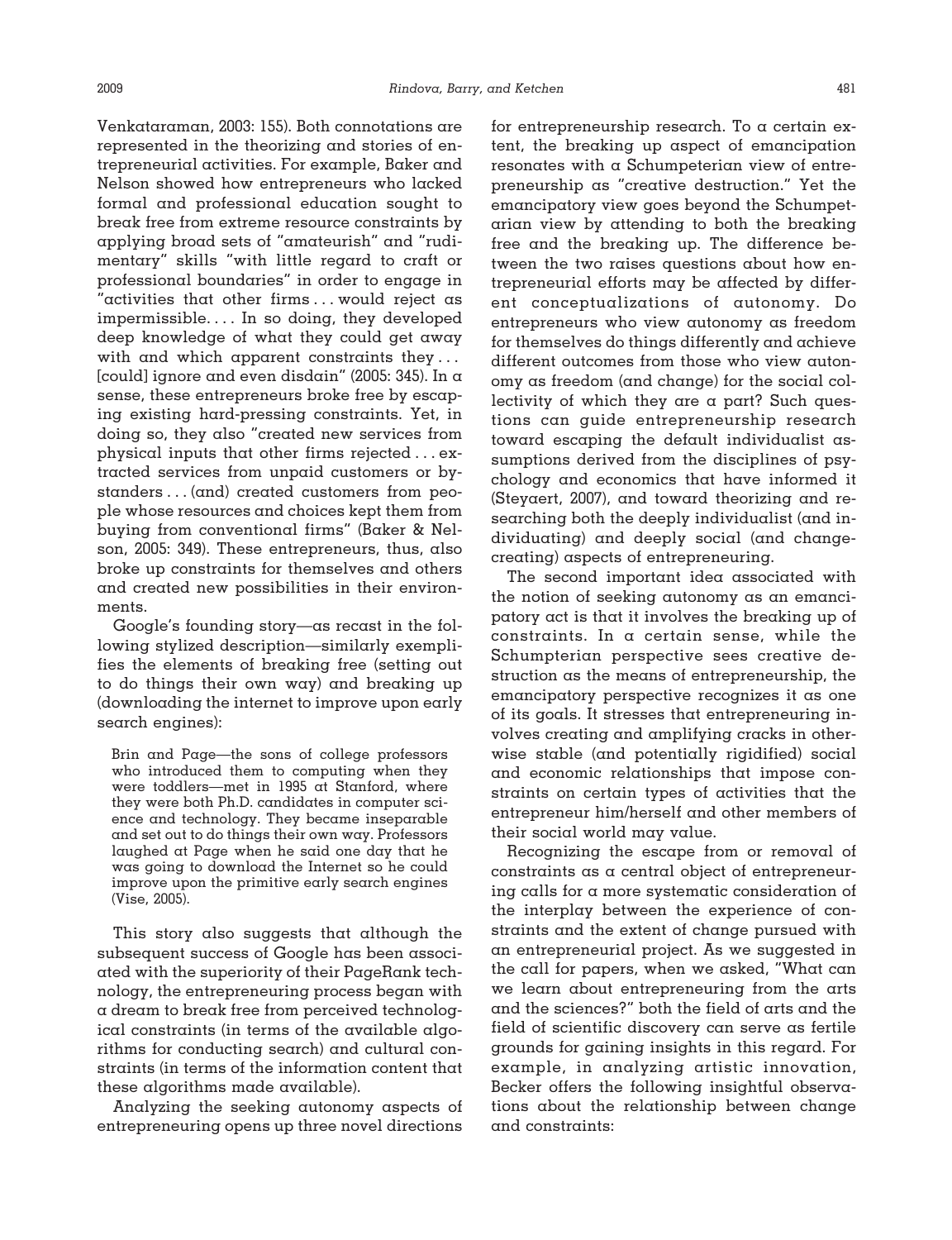Venkataraman, 2003: 155). Both connotations are represented in the theorizing and stories of entrepreneurial activities. For example, Baker and Nelson showed how entrepreneurs who lacked formal and professional education sought to break free from extreme resource constraints by applying broad sets of "amateurish" and "rudimentary" skills "with little regard to craft or professional boundaries" in order to engage in "activities that other firms . . . would reject as impermissible. . . . In so doing, they developed deep knowledge of what they could get away with and which apparent constraints they . . . [could] ignore and even disdain" (2005: 345). In a sense, these entrepreneurs broke free by escaping existing hard-pressing constraints. Yet, in doing so, they also "created new services from physical inputs that other firms rejected . . . extracted services from unpaid customers or bystanders . . . (and) created customers from people whose resources and choices kept them from buying from conventional firms" (Baker & Nelson, 2005: 349). These entrepreneurs, thus, also broke up constraints for themselves and others and created new possibilities in their environments.

Google's founding story—as recast in the following stylized description—similarly exemplifies the elements of breaking free (setting out to do things their own way) and breaking up (downloading the internet to improve upon early search engines):

> Brin and Page—the sons of college professors who introduced them to computing when they were toddlers—met in 1995 at Stanford, where they were both Ph.D. candidates in computer science and technology. They became inseparable and set out to do things their own way. Professors laughed at Page when he said one day that he was going to download the Internet so he could improve upon the primitive early search engines (Vise, 2005).

This story also suggests that although the subsequent success of Google has been associated with the superiority of their PageRank technology, the entrepreneuring process began with a dream to break free from perceived technological constraints (in terms of the available algorithms for conducting search) and cultural constraints (in terms of the information content that these algorithms made available).

Analyzing the seeking autonomy aspects of entrepreneuring opens up three novel directions for entrepreneurship research. To a certain extent, the breaking up aspect of emancipation resonates with a Schumpeterian view of entrepreneurship as "creative destruction." Yet the emancipatory view goes beyond the Schumpeterian view by attending to both the breaking free and the breaking up. The difference between the two raises questions about how entrepreneurial efforts may be affected by different conceptualizations of autonomy. Do entrepreneurs who view autonomy as freedom for themselves do things differently and achieve different outcomes from those who view autonomy as freedom (and change) for the social collectivity of which they are a part? Such questions can guide entrepreneurship research toward escaping the default individualist assumptions derived from the disciplines of psychology and economics that have informed it (Steyaert, 2007), and toward theorizing and researching both the deeply individualist (and individuating) and deeply social (and change-creating) aspects of entrepreneuring.

The second important idea associated with the notion of seeking autonomy as an emancipatory act is that it involves the breaking up of constraints. In a certain sense, while the Schumpeterian perspective sees creative destruction as the means of entrepreneurship, the emancipatory perspective recognizes it as one of its goals. It stresses that entrepreneuring involves creating and amplifying cracks in otherwise stable (and potentially rigidified) social and economic relationships that impose constraints on certain types of activities that the entrepreneur him/herself and other members of their social world may value.

Recognizing the escape from or removal of constraints as a central object of entrepreneuring calls for a more systematic consideration of the interplay between the experience of constraints and the extent of change pursued with an entrepreneurial project. As we suggested in the call for papers, when we asked, "What can we learn about entrepreneuring from the arts and the sciences?" both the field of arts and the field of scientific discovery can serve as fertile grounds for gaining insights in this regard. For example, in analyzing artistic innovation, Becker offers the following insightful observations about the relationship between change and constraints: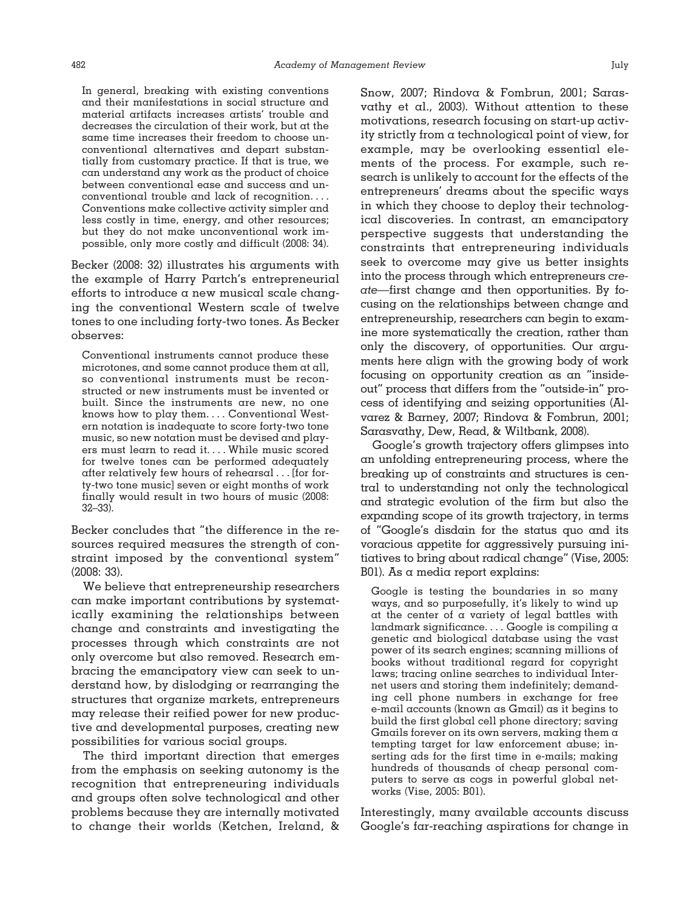> In general, breaking with existing conventions and their manifestations in social structure and material artifacts increases artists' trouble and decreases the circulation of their work, but at the same time increases their freedom to choose unconventional alternatives and depart substantially from customary practice. If that is true, we can understand any work as the product of choice between conventional ease and success and unconventional trouble and lack of recognition. . . . Conventions make collective activity simpler and less costly in time, energy, and other resources; but they do not make unconventional work impossible, only more costly and difficult (2008: 34).

Becker (2008: 32) illustrates his arguments with the example of Harry Partch's entrepreneurial efforts to introduce a new musical scale changing the conventional Western scale of twelve tones to one including forty-two tones. As Becker observes:

> Conventional instruments cannot produce these microtones, and some cannot produce them at all, so conventional instruments must be reconstructed or new instruments must be invented or built. Since the instruments are new, no one knows how to play them. . . . Conventional Western notation is inadequate to score forty-two tone music, so new notation must be devised and players must learn to read it. . . . While music scored for twelve tones can be performed adequately after relatively few hours of rehearsal . . . [for forty-two tone music] seven or eight months of work finally would result in two hours of music (2008: 32–33).

Becker concludes that "the difference in the resources required measures the strength of constraint imposed by the conventional system" (2008: 33).

We believe that entrepreneurship researchers can make important contributions by systematically examining the relationships between change and constraints and investigating the processes through which constraints are not only overcome but also removed. Research embracing the emancipatory view can seek to understand how, by dislodging or rearranging the structures that organize markets, entrepreneurs may release their reified power for new productive and developmental purposes, creating new possibilities for various social groups.

The third important direction that emerges from the emphasis on seeking autonomy is the recognition that entrepreneuring individuals and groups often solve technological and other problems because they are internally motivated to change their worlds (Ketchen, Ireland, & Snow, 2007; Rindova & Fombrun, 2001; Sarasvathy et al., 2003). Without attention to these motivations, research focusing on start-up activity strictly from a technological point of view, for example, may be overlooking essential elements of the process. For example, such research is unlikely to account for the effects of the entrepreneurs' dreams about the specific ways in which they choose to deploy their technological discoveries. In contrast, an emancipatory perspective suggests that understanding the constraints that entrepreneuring individuals seek to overcome may give us better insights into the process through which entrepreneurs *create*—first change and then opportunities. By focusing on the relationships between change and entrepreneurship, researchers can begin to examine more systematically the creation, rather than only the discovery, of opportunities. Our arguments here align with the growing body of work focusing on opportunity creation as an "inside-out" process that differs from the "outside-in" process of identifying and seizing opportunities (Alvarez & Barney, 2007; Rindova & Fombrun, 2001; Sarasvathy, Dew, Read, & Wiltbank, 2008).

Google's growth trajectory offers glimpses into an unfolding entrepreneuring process, where the breaking up of constraints and structures is central to understanding not only the technological and strategic evolution of the firm but also the expanding scope of its growth trajectory, in terms of "Google's disdain for the status quo and its voracious appetite for aggressively pursuing initiatives to bring about radical change" (Vise, 2005: B01). As a media report explains:

> Google is testing the boundaries in so many ways, and so purposefully, it's likely to wind up at the center of a variety of legal battles with landmark significance. . . . Google is compiling a genetic and biological database using the vast power of its search engines; scanning millions of books without traditional regard for copyright laws; tracing online searches to individual Internet users and storing them indefinitely; demanding cell phone numbers in exchange for free e-mail accounts (known as Gmail) as it begins to build the first global cell phone directory; saving Gmails forever on its own servers, making them a tempting target for law enforcement abuse; inserting ads for the first time in e-mails; making hundreds of thousands of cheap personal computers to serve as cogs in powerful global networks (Vise, 2005: B01).

Interestingly, many available accounts discuss Google's far-reaching aspirations for change in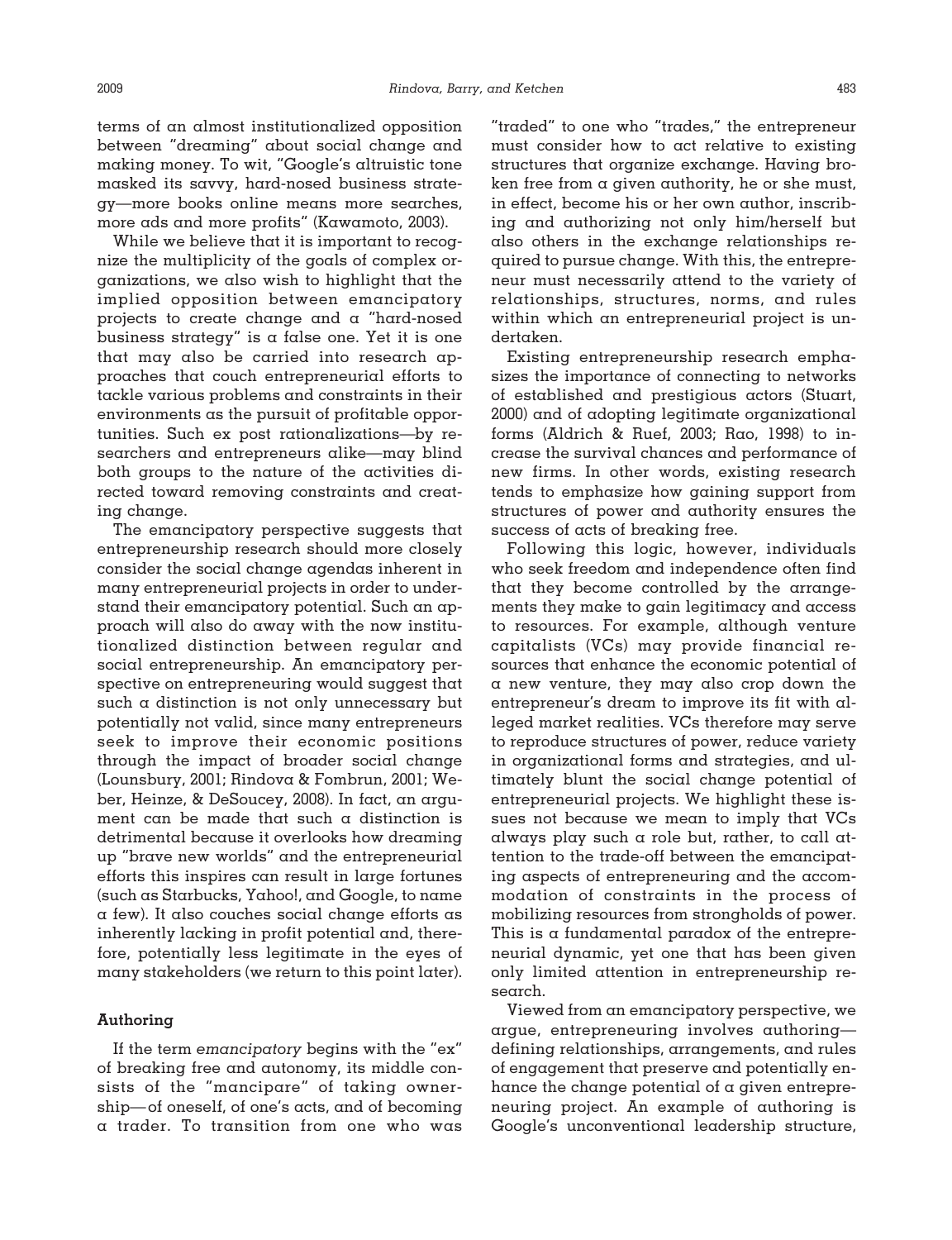terms of an almost institutionalized opposition between "dreaming" about social change and making money. To wit, "Google's altruistic tone masked its savvy, hard-nosed business strategy—more books online means more searches, more ads and more profits" (Kawamoto, 2003).

While we believe that it is important to recognize the multiplicity of the goals of complex organizations, we also wish to highlight that the implied opposition between emancipatory projects to create change and a "hard-nosed business strategy" is a false one. Yet it is one that may also be carried into research approaches that couch entrepreneurial efforts to tackle various problems and constraints in their environments as the pursuit of profitable opportunities. Such ex post rationalizations—by researchers and entrepreneurs alike—may blind both groups to the nature of the activities directed toward removing constraints and creating change.

The emancipatory perspective suggests that entrepreneurship research should more closely consider the social change agendas inherent in many entrepreneurial projects in order to understand their emancipatory potential. Such an approach will also do away with the now institutionalized distinction between regular and social entrepreneurship. An emancipatory perspective on entrepreneuring would suggest that such a distinction is not only unnecessary but potentially not valid, since many entrepreneurs seek to improve their economic positions through the impact of broader social change (Lounsbury, 2001; Rindova & Fombrun, 2001; Weber, Heinze, & DeSoucey, 2008). In fact, an argument can be made that such a distinction is detrimental because it overlooks how dreaming up "brave new worlds" and the entrepreneurial efforts this inspires can result in large fortunes (such as Starbucks, Yahoo!, and Google, to name a few). It also couches social change efforts as inherently lacking in profit potential and, therefore, potentially less legitimate in the eyes of many stakeholders (we return to this point later).

## Authoring

If the term *emancipatory* begins with the "ex" of breaking free and autonomy, its middle consists of the "mancipare" of taking ownership—of oneself, of one's acts, and of becoming a trader. To transition from one who was "traded" to one who "trades," the entrepreneur must consider how to act relative to existing structures that organize exchange. Having broken free from a given authority, he or she must, in effect, become his or her own author, inscribing and authorizing not only him/herself but also others in the exchange relationships required to pursue change. With this, the entrepreneur must necessarily attend to the variety of relationships, structures, norms, and rules within which an entrepreneurial project is undertaken.

Existing entrepreneurship research emphasizes the importance of connecting to networks of established and prestigious actors (Stuart, 2000) and of adopting legitimate organizational forms (Aldrich & Ruef, 2003; Rao, 1998) to increase the survival chances and performance of new firms. In other words, existing research tends to emphasize how gaining support from structures of power and authority ensures the success of acts of breaking free.

Following this logic, however, individuals who seek freedom and independence often find that they become controlled by the arrangements they make to gain legitimacy and access to resources. For example, although venture capitalists (VCs) may provide financial resources that enhance the economic potential of a new venture, they may also crop down the entrepreneur's dream to improve its fit with alleged market realities. VCs therefore may serve to reproduce structures of power, reduce variety in organizational forms and strategies, and ultimately blunt the social change potential of entrepreneurial projects. We highlight these issues not because we mean to imply that VCs always play such a role but, rather, to call attention to the trade-off between the emancipating aspects of entrepreneuring and the accommodation of constraints in the process of mobilizing resources from strongholds of power. This is a fundamental paradox of the entrepreneurial dynamic, yet one that has been given only limited attention in entrepreneurship research.

Viewed from an emancipatory perspective, we argue, entrepreneuring involves authoring—defining relationships, arrangements, and rules of engagement that preserve and potentially enhance the change potential of a given entrepreneuring project. An example of authoring is Google's unconventional leadership structure,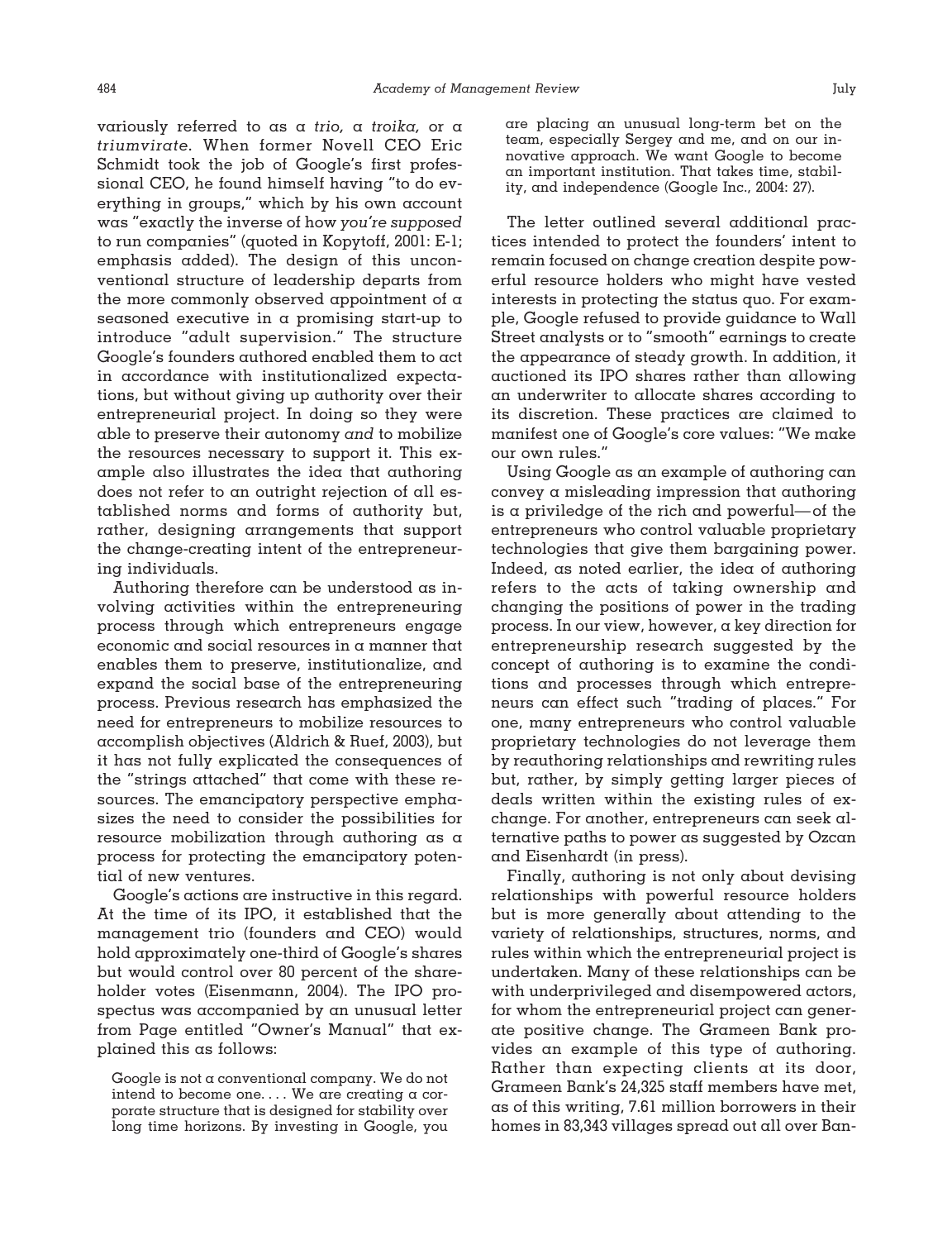variously referred to as a *trio,* a *troika,* or a *triumvirate.* When former Novell CEO Eric Schmidt took the job of Google's first professional CEO, he found himself having "to do everything in groups," which by his own account was "exactly the inverse of how *you're supposed* to run companies" (quoted in Kopytoff, 2001: E-1; emphasis added). The design of this unconventional structure of leadership departs from the more commonly observed appointment of a seasoned executive in a promising start-up to introduce "adult supervision." The structure Google's founders authored enabled them to act in accordance with institutionalized expectations, but without giving up authority over their entrepreneurial project. In doing so they were able to preserve their autonomy *and* to mobilize the resources necessary to support it. This example also illustrates the idea that authoring does not refer to an outright rejection of all established norms and forms of authority but, rather, designing arrangements that support the change-creating intent of the entrepreneuring individuals.

Authoring therefore can be understood as involving activities within the entrepreneuring process through which entrepreneurs engage economic and social resources in a manner that enables them to preserve, institutionalize, and expand the social base of the entrepreneuring process. Previous research has emphasized the need for entrepreneurs to mobilize resources to accomplish objectives (Aldrich & Ruef, 2003), but it has not fully explicated the consequences of the "strings attached" that come with these resources. The emancipatory perspective emphasizes the need to consider the possibilities for resource mobilization through authoring as a process for protecting the emancipatory potential of new ventures.

Google's actions are instructive in this regard. At the time of its IPO, it established that the management trio (founders and CEO) would hold approximately one-third of Google's shares but would control over 80 percent of the shareholder votes (Eisenmann, 2004). The IPO prospectus was accompanied by an unusual letter from Page entitled "Owner's Manual" that explained this as follows:

> Google is not a conventional company. We do not intend to become one. . . . We are creating a corporate structure that is designed for stability over long time horizons. By investing in Google, you are placing an unusual long-term bet on the team, especially Sergey and me, and on our innovative approach. We want Google to become an important institution. That takes time, stability, and independence (Google Inc., 2004: 27).

The letter outlined several additional practices intended to protect the founders' intent to remain focused on change creation despite powerful resource holders who might have vested interests in protecting the status quo. For example, Google refused to provide guidance to Wall Street analysts or to "smooth" earnings to create the appearance of steady growth. In addition, it auctioned its IPO shares rather than allowing an underwriter to allocate shares according to its discretion. These practices are claimed to manifest one of Google's core values: "We make our own rules."

Using Google as an example of authoring can convey a misleading impression that authoring is a priviledge of the rich and powerful—of the entrepreneurs who control valuable proprietary technologies that give them bargaining power. Indeed, as noted earlier, the idea of authoring refers to the acts of taking ownership and changing the positions of power in the trading process. In our view, however, a key direction for entrepreneurship research suggested by the concept of authoring is to examine the conditions and processes through which entrepreneurs can effect such "trading of places." For one, many entrepreneurs who control valuable proprietary technologies do not leverage them by reauthoring relationships and rewriting rules but, rather, by simply getting larger pieces of deals written within the existing rules of exchange. For another, entrepreneurs can seek alternative paths to power as suggested by Ozcan and Eisenhardt (in press).

Finally, authoring is not only about devising relationships with powerful resource holders but is more generally about attending to the variety of relationships, structures, norms, and rules within which the entrepreneurial project is undertaken. Many of these relationships can be with underprivileged and disempowered actors, for whom the entrepreneurial project can generate positive change. The Grameen Bank provides an example of this type of authoring. Rather than expecting clients at its door, Grameen Bank's 24,325 staff members have met, as of this writing, 7.61 million borrowers in their homes in 83,343 villages spread out all over Ban-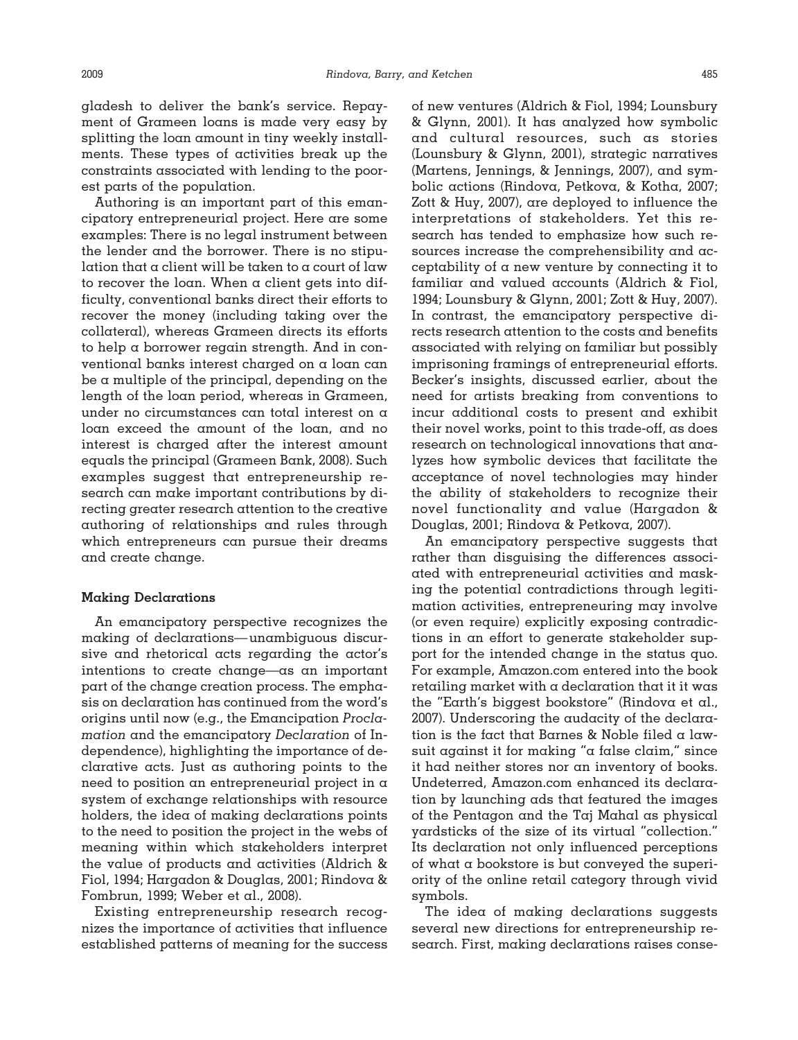gladesh to deliver the bank's service. Repayment of Grameen loans is made very easy by splitting the loan amount in tiny weekly installments. These types of activities break up the constraints associated with lending to the poorest parts of the population.

Authoring is an important part of this emancipatory entrepreneurial project. Here are some examples: There is no legal instrument between the lender and the borrower. There is no stipulation that a client will be taken to a court of law to recover the loan. When a client gets into difficulty, conventional banks direct their efforts to recover the money (including taking over the collateral), whereas Grameen directs its efforts to help a borrower regain strength. And in conventional banks interest charged on a loan can be a multiple of the principal, depending on the length of the loan period, whereas in Grameen, under no circumstances can total interest on a loan exceed the amount of the loan, and no interest is charged after the interest amount equals the principal (Grameen Bank, 2008). Such examples suggest that entrepreneurship research can make important contributions by directing greater research attention to the creative authoring of relationships and rules through which entrepreneurs can pursue their dreams and create change.

### Making Declarations

An emancipatory perspective recognizes the making of declarations—unambiguous discursive and rhetorical acts regarding the actor's intentions to create change—as an important part of the change creation process. The emphasis on declaration has continued from the word's origins until now (e.g., the Emancipation *Proclamation* and the emancipatory *Declaration* of Independence), highlighting the importance of declarative acts. Just as authoring points to the need to position an entrepreneurial project in a system of exchange relationships with resource holders, the idea of making declarations points to the need to position the project in the webs of meaning within which stakeholders interpret the value of products and activities (Aldrich & Fiol, 1994; Hargadon & Douglas, 2001; Rindova & Fombrun, 1999; Weber et al., 2008).

Existing entrepreneurship research recognizes the importance of activities that influence established patterns of meaning for the success of new ventures (Aldrich & Fiol, 1994; Lounsbury & Glynn, 2001). It has analyzed how symbolic and cultural resources, such as stories (Lounsbury & Glynn, 2001), strategic narratives (Martens, Jennings, & Jennings, 2007), and symbolic actions (Rindova, Petkova, & Kotha, 2007; Zott & Huy, 2007), are deployed to influence the interpretations of stakeholders. Yet this research has tended to emphasize how such resources increase the comprehensibility and acceptability of a new venture by connecting it to familiar and valued accounts (Aldrich & Fiol, 1994; Lounsbury & Glynn, 2001; Zott & Huy, 2007). In contrast, the emancipatory perspective directs research attention to the costs and benefits associated with relying on familiar but possibly imprisoning framings of entrepreneurial efforts. Becker's insights, discussed earlier, about the need for artists breaking from conventions to incur additional costs to present and exhibit their novel works, point to this trade-off, as does research on technological innovations that analyzes how symbolic devices that facilitate the acceptance of novel technologies may hinder the ability of stakeholders to recognize their novel functionality and value (Hargadon & Douglas, 2001; Rindova & Petkova, 2007).

An emancipatory perspective suggests that rather than disguising the differences associated with entrepreneurial activities and masking the potential contradictions through legitimation activities, entrepreneuring may involve (or even require) explicitly exposing contradictions in an effort to generate stakeholder support for the intended change in the status quo. For example, Amazon.com entered into the book retailing market with a declaration that it it was the "Earth's biggest bookstore" (Rindova et al., 2007). Underscoring the audacity of the declaration is the fact that Barnes & Noble filed a lawsuit against it for making "a false claim," since it had neither stores nor an inventory of books. Undeterred, Amazon.com enhanced its declaration by launching ads that featured the images of the Pentagon and the Taj Mahal as physical yardsticks of the size of its virtual "collection." Its declaration not only influenced perceptions of what a bookstore is but conveyed the superiority of the online retail category through vivid symbols.

The idea of making declarations suggests several new directions for entrepreneurship research. First, making declarations raises conse-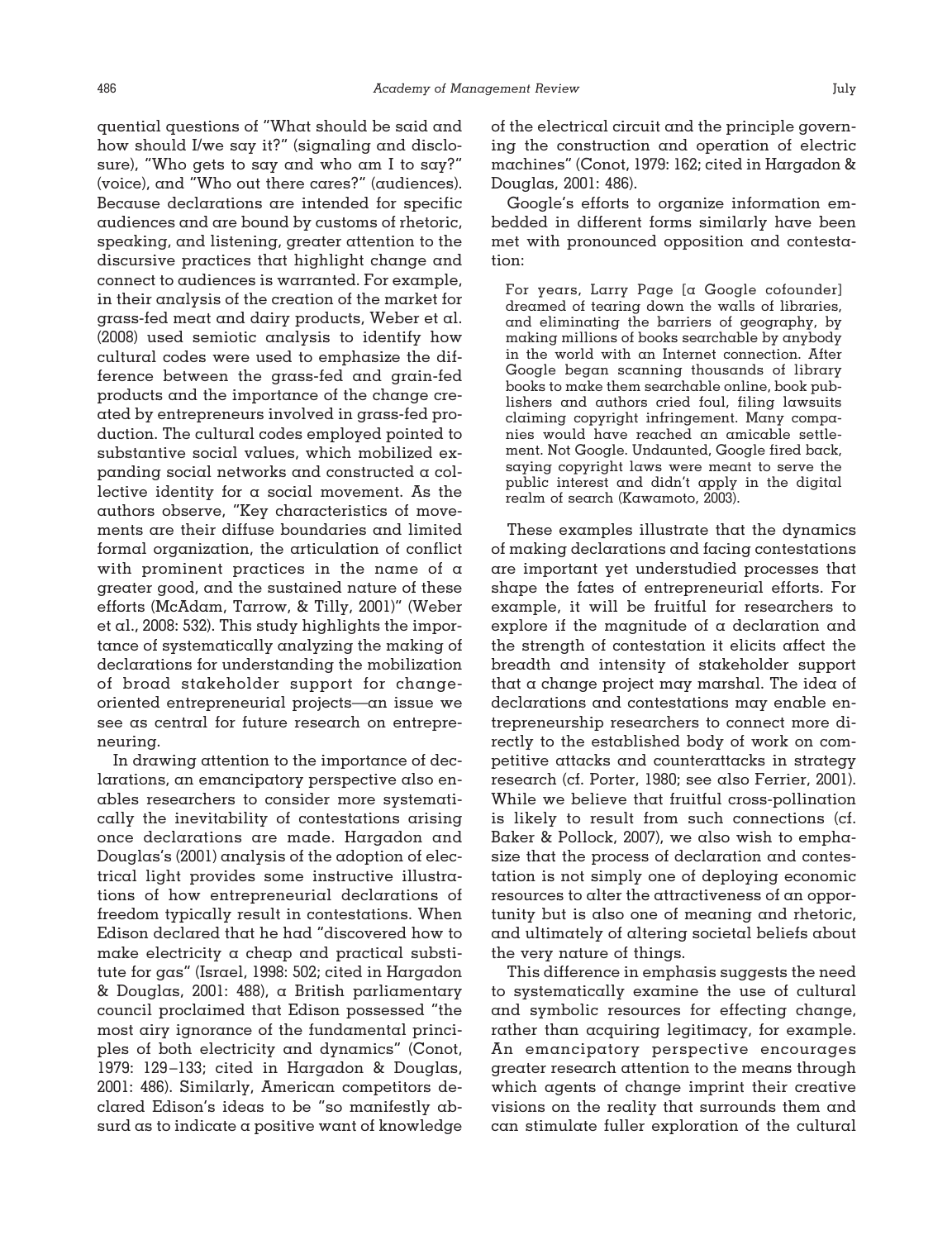quential questions of "What should be said and how should I/we say it?" (signaling and disclosure), "Who gets to say and who am I to say?" (voice), and "Who out there cares?" (audiences). Because declarations are intended for specific audiences and are bound by customs of rhetoric, speaking, and listening, greater attention to the discursive practices that highlight change and connect to audiences is warranted. For example, in their analysis of the creation of the market for grass-fed meat and dairy products, Weber et al. (2008) used semiotic analysis to identify how cultural codes were used to emphasize the difference between the grass-fed and grain-fed products and the importance of the change created by entrepreneurs involved in grass-fed production. The cultural codes employed pointed to substantive social values, which mobilized expanding social networks and constructed a collective identity for a social movement. As the authors observe, "Key characteristics of movements are their diffuse boundaries and limited formal organization, the articulation of conflict with prominent practices in the name of a greater good, and the sustained nature of these efforts (McAdam, Tarrow, & Tilly, 2001)" (Weber et al., 2008: 532). This study highlights the importance of systematically analyzing the making of declarations for understanding the mobilization of broad stakeholder support for change-oriented entrepreneurial projects—an issue we see as central for future research on entrepreneuring.

In drawing attention to the importance of declarations, an emancipatory perspective also enables researchers to consider more systematically the inevitability of contestations arising once declarations are made. Hargadon and Douglas's (2001) analysis of the adoption of electrical light provides some instructive illustrations of how entrepreneurial declarations of freedom typically result in contestations. When Edison declared that he had "discovered how to make electricity a cheap and practical substitute for gas" (Israel, 1998: 502; cited in Hargadon & Douglas, 2001: 488), a British parliamentary council proclaimed that Edison possessed "the most airy ignorance of the fundamental principles of both electricity and dynamics" (Conot, 1979: 129–133; cited in Hargadon & Douglas, 2001: 486). Similarly, American competitors declared Edison's ideas to be "so manifestly absurd as to indicate a positive want of knowledge of the electrical circuit and the principle governing the construction and operation of electric machines" (Conot, 1979: 162; cited in Hargadon & Douglas, 2001: 486).

Google's efforts to organize information embedded in different forms similarly have been met with pronounced opposition and contestation:

> For years, Larry Page [a Google cofounder] dreamed of tearing down the walls of libraries, and eliminating the barriers of geography, by making millions of books searchable by anybody in the world with an Internet connection. After Google began scanning thousands of library books to make them searchable online, book publishers and authors cried foul, filing lawsuits claiming copyright infringement. Many companies would have reached an amicable settlement. Not Google. Undaunted, Google fired back, saying copyright laws were meant to serve the public interest and didn't apply in the digital realm of search (Kawamoto, 2003).

These examples illustrate that the dynamics of making declarations and facing contestations are important yet understudied processes that shape the fates of entrepreneurial efforts. For example, it will be fruitful for researchers to explore if the magnitude of a declaration and the strength of contestation it elicits affect the breadth and intensity of stakeholder support that a change project may marshal. The idea of declarations and contestations may enable entrepreneurship researchers to connect more directly to the established body of work on competitive attacks and counterattacks in strategy research (cf. Porter, 1980; see also Ferrier, 2001). While we believe that fruitful cross-pollination is likely to result from such connections (cf. Baker & Pollock, 2007), we also wish to emphasize that the process of declaration and contestation is not simply one of deploying economic resources to alter the attractiveness of an opportunity but is also one of meaning and rhetoric, and ultimately of altering societal beliefs about the very nature of things.

This difference in emphasis suggests the need to systematically examine the use of cultural and symbolic resources for effecting change, rather than acquiring legitimacy, for example. An emancipatory perspective encourages greater research attention to the means through which agents of change imprint their creative visions on the reality that surrounds them and can stimulate fuller exploration of the cultural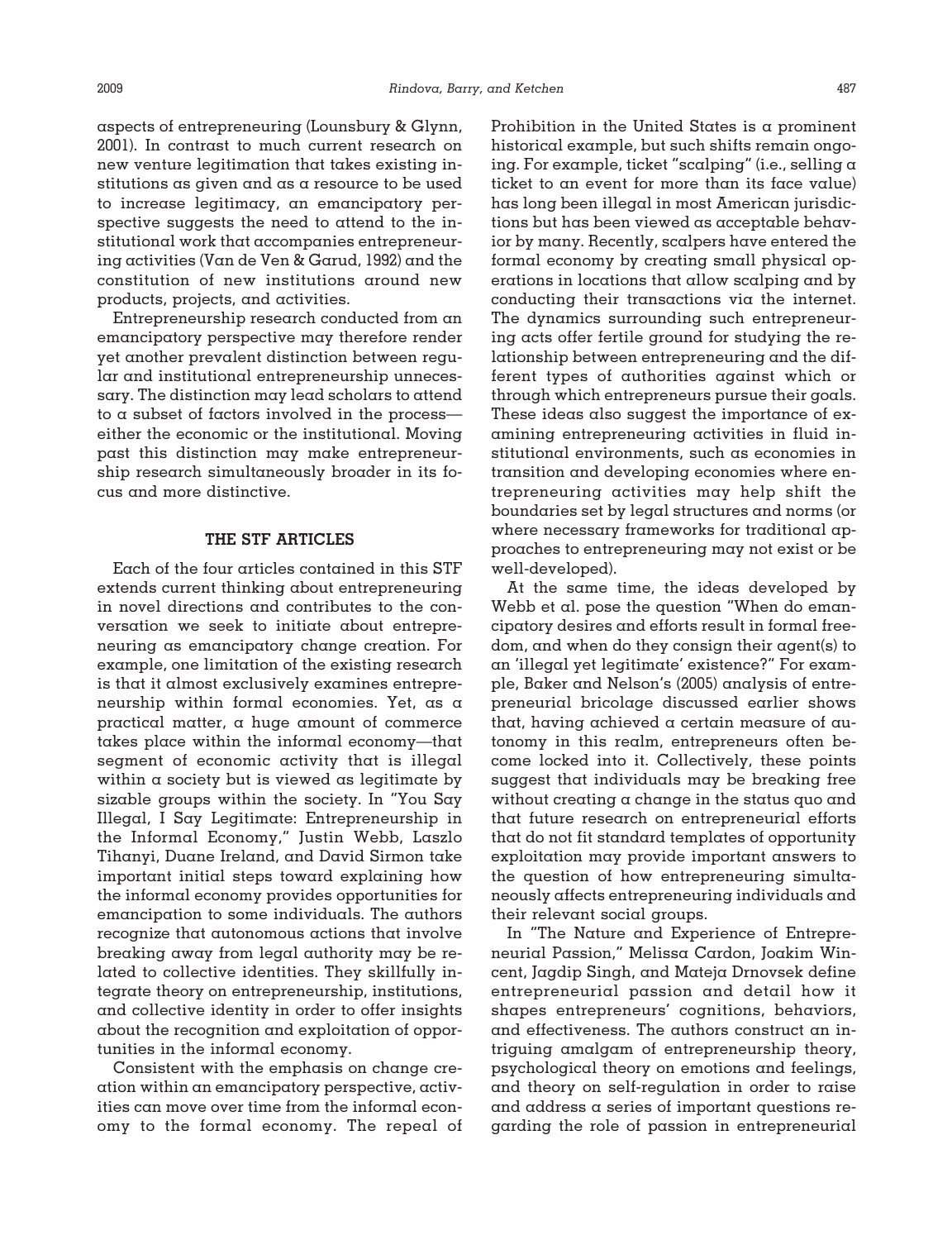aspects of entrepreneuring (Lounsbury & Glynn, 2001). In contrast to much current research on new venture legitimation that takes existing institutions as given and as a resource to be used to increase legitimacy, an emancipatory perspective suggests the need to attend to the institutional work that accompanies entrepreneuring activities (Van de Ven & Garud, 1992) and the constitution of new institutions around new products, projects, and activities.

Entrepreneurship research conducted from an emancipatory perspective may therefore render yet another prevalent distinction between regular and institutional entrepreneurship unnecessary. The distinction may lead scholars to attend to a subset of factors involved in the process—either the economic or the institutional. Moving past this distinction may make entrepreneurship research simultaneously broader in its focus and more distinctive.

## THE STF ARTICLES

Each of the four articles contained in this STF extends current thinking about entrepreneuring in novel directions and contributes to the conversation we seek to initiate about entrepreneuring as emancipatory change creation. For example, one limitation of the existing research is that it almost exclusively examines entrepreneurship within formal economies. Yet, as a practical matter, a huge amount of commerce takes place within the informal economy—that segment of economic activity that is illegal within a society but is viewed as legitimate by sizable groups within the society. In "You Say Illegal, I Say Legitimate: Entrepreneurship in the Informal Economy," Justin Webb, Laszlo Tihanyi, Duane Ireland, and David Sirmon take important initial steps toward explaining how the informal economy provides opportunities for emancipation to some individuals. The authors recognize that autonomous actions that involve breaking away from legal authority may be related to collective identities. They skillfully integrate theory on entrepreneurship, institutions, and collective identity in order to offer insights about the recognition and exploitation of opportunities in the informal economy.

Consistent with the emphasis on change creation within an emancipatory perspective, activities can move over time from the informal economy to the formal economy. The repeal of Prohibition in the United States is a prominent historical example, but such shifts remain ongoing. For example, ticket "scalping" (i.e., selling a ticket to an event for more than its face value) has long been illegal in most American jurisdictions but has been viewed as acceptable behavior by many. Recently, scalpers have entered the formal economy by creating small physical operations in locations that allow scalping and by conducting their transactions via the internet. The dynamics surrounding such entrepreneuring acts offer fertile ground for studying the relationship between entrepreneuring and the different types of authorities against which or through which entrepreneurs pursue their goals. These ideas also suggest the importance of examining entrepreneuring activities in fluid institutional environments, such as economies in transition and developing economies where entrepreneuring activities may help shift the boundaries set by legal structures and norms (or where necessary frameworks for traditional approaches to entrepreneuring may not exist or be well-developed).

At the same time, the ideas developed by Webb et al. pose the question "When do emancipatory desires and efforts result in formal freedom, and when do they consign their agent(s) to an 'illegal yet legitimate' existence?" For example, Baker and Nelson's (2005) analysis of entrepreneurial bricolage discussed earlier shows that, having achieved a certain measure of autonomy in this realm, entrepreneurs often become locked into it. Collectively, these points suggest that individuals may be breaking free without creating a change in the status quo and that future research on entrepreneurial efforts that do not fit standard templates of opportunity exploitation may provide important answers to the question of how entrepreneuring simultaneously affects entrepreneuring individuals and their relevant social groups.

In "The Nature and Experience of Entrepreneurial Passion," Melissa Cardon, Joakim Wincent, Jagdip Singh, and Mateja Drnovsek define entrepreneurial passion and detail how it shapes entrepreneurs' cognitions, behaviors, and effectiveness. The authors construct an intriguing amalgam of entrepreneurship theory, psychological theory on emotions and feelings, and theory on self-regulation in order to raise and address a series of important questions regarding the role of passion in entrepreneurial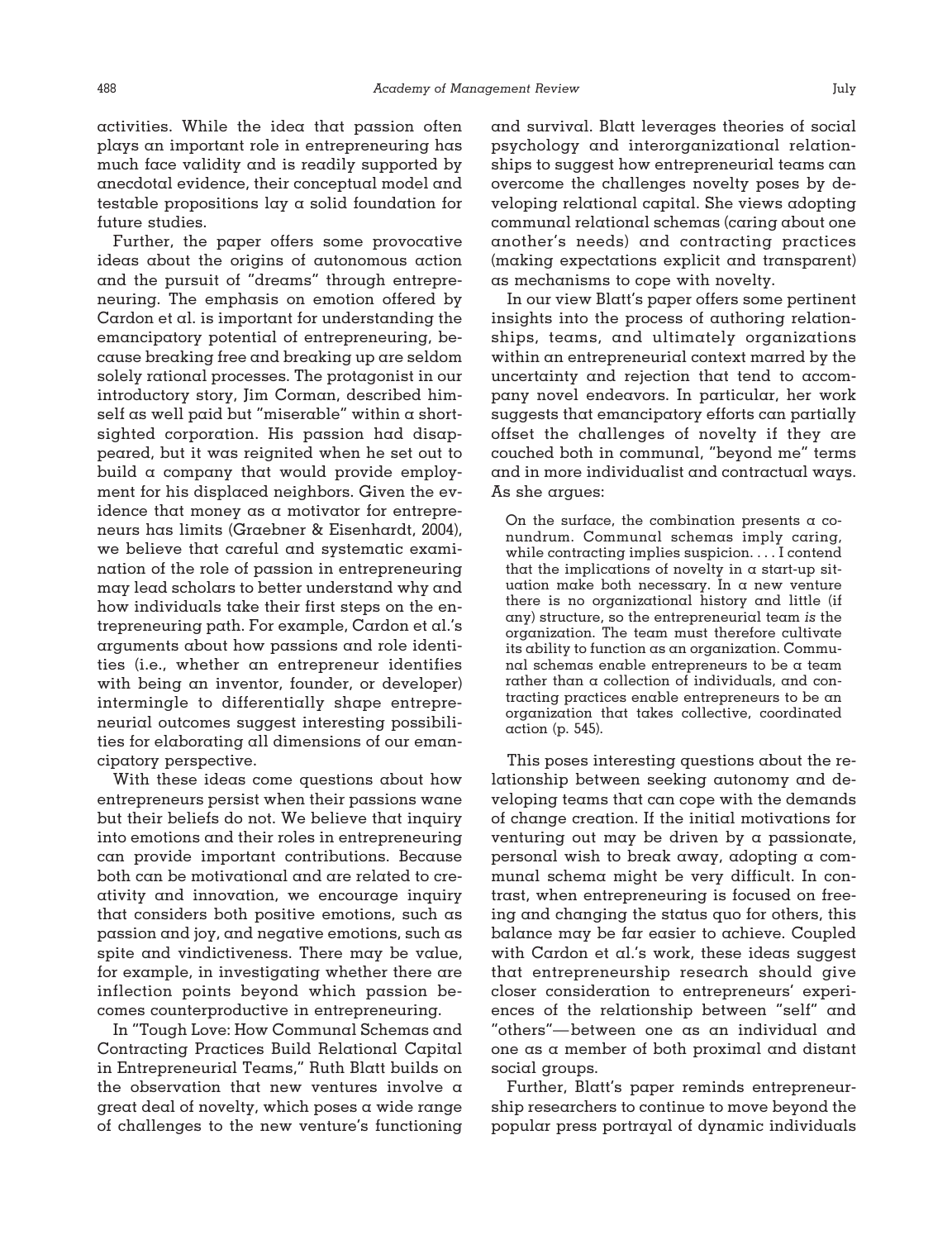activities. While the idea that passion often plays an important role in entrepreneuring has much face validity and is readily supported by anecdotal evidence, their conceptual model and testable propositions lay a solid foundation for future studies.

Further, the paper offers some provocative ideas about the origins of autonomous action and the pursuit of "dreams" through entrepreneuring. The emphasis on emotion offered by Cardon et al. is important for understanding the emancipatory potential of entrepreneuring, because breaking free and breaking up are seldom solely rational processes. The protagonist in our introductory story, Jim Corman, described himself as well paid but "miserable" within a shortsighted corporation. His passion had disappeared, but it was reignited when he set out to build a company that would provide employment for his displaced neighbors. Given the evidence that money as a motivator for entrepreneurs has limits (Graebner & Eisenhardt, 2004), we believe that careful and systematic examination of the role of passion in entrepreneuring may lead scholars to better understand why and how individuals take their first steps on the entrepreneuring path. For example, Cardon et al.'s arguments about how passions and role identities (i.e., whether an entrepreneur identifies with being an inventor, founder, or developer) intermingle to differentially shape entrepreneurial outcomes suggest interesting possibilities for elaborating all dimensions of our emancipatory perspective.

With these ideas come questions about how entrepreneurs persist when their passions wane but their beliefs do not. We believe that inquiry into emotions and their roles in entrepreneuring can provide important contributions. Because both can be motivational and are related to creativity and innovation, we encourage inquiry that considers both positive emotions, such as passion and joy, and negative emotions, such as spite and vindictiveness. There may be value, for example, in investigating whether there are inflection points beyond which passion becomes counterproductive in entrepreneuring.

In "Tough Love: How Communal Schemas and Contracting Practices Build Relational Capital in Entrepreneurial Teams," Ruth Blatt builds on the observation that new ventures involve a great deal of novelty, which poses a wide range of challenges to the new venture's functioning and survival. Blatt leverages theories of social psychology and interorganizational relationships to suggest how entrepreneurial teams can overcome the challenges novelty poses by developing relational capital. She views adopting communal relational schemas (caring about one another's needs) and contracting practices (making expectations explicit and transparent) as mechanisms to cope with novelty.

In our view Blatt's paper offers some pertinent insights into the process of authoring relationships, teams, and ultimately organizations within an entrepreneurial context marred by the uncertainty and rejection that tend to accompany novel endeavors. In particular, her work suggests that emancipatory efforts can partially offset the challenges of novelty if they are couched both in communal, "beyond me" terms and in more individualist and contractual ways. As she argues:

> On the surface, the combination presents a conundrum. Communal schemas imply caring, while contracting implies suspicion. . . . I contend that the implications of novelty in a start-up situation make both necessary. In a new venture there is no organizational history and little (if any) structure, so the entrepreneurial team *is* the organization. The team must therefore cultivate its ability to function as an organization. Communal schemas enable entrepreneurs to be a team rather than a collection of individuals, and contracting practices enable entrepreneurs to be an organization that takes collective, coordinated action (p. 545).

This poses interesting questions about the relationship between seeking autonomy and developing teams that can cope with the demands of change creation. If the initial motivations for venturing out may be driven by a passionate, personal wish to break away, adopting a communal schema might be very difficult. In contrast, when entrepreneuring is focused on freeing and changing the status quo for others, this balance may be far easier to achieve. Coupled with Cardon et al.'s work, these ideas suggest that entrepreneurship research should give closer consideration to entrepreneurs' experiences of the relationship between "self" and "others"—between one as an individual and one as a member of both proximal and distant social groups.

Further, Blatt's paper reminds entrepreneurship researchers to continue to move beyond the popular press portrayal of dynamic individuals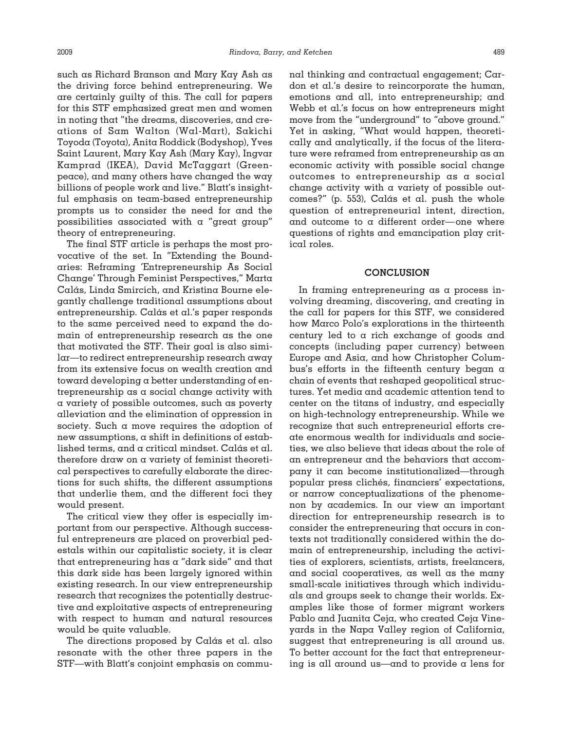such as Richard Branson and Mary Kay Ash as the driving force behind entrepreneurship. We are certainly guilty of this. The call for papers for this STF emphasized great men and women in noting that "the dreams, discoveries, and creations of Sam Walton (Wal-Mart), Sakichi Toyoda (Toyota), Anita Roddick (Bodyshop), Yves Saint Laurent, Mary Kay Ash (Mary Kay), Ingvar Kamprad (IKEA), David McTaggart (Greenpeace), and many others have changed the way billions of people work and live." Blatt's insightful emphasis on team-based entrepreneurship prompts us to consider the need for and the possibilities associated with a "great group" theory of entrepreneuring.

The final STF article is perhaps the most provocative of the set. In "Extending the Boundaries: Reframing 'Entrepreneurship As Social Change' Through Feminist Perspectives," Marta Calás, Linda Smircich, and Kristina Bourne elegantly challenge traditional assumptions about entrepreneurship. Calás et al.'s paper responds to the same perceived need to expand the domain of entrepreneurship research as the one that motivated the STF. Their goal is also similar—to redirect entrepreneurship research away from its extensive focus on wealth creation and toward developing a better understanding of entrepreneurship as a social change activity with a variety of possible outcomes, such as poverty alleviation and the elimination of oppression in society. Such a move requires the adoption of new assumptions, a shift in definitions of established terms, and a critical mindset. Calás et al. therefore draw on a variety of feminist theoretical perspectives to carefully elaborate the directions for such shifts, the different assumptions that underlie them, and the different foci they would present.

The critical view they offer is especially important from our perspective. Although successful entrepreneurs are placed on proverbial pedestals within our capitalistic society, it is clear that entrepreneuring has a "dark side" and that this dark side has been largely ignored within existing research. In our view entrepreneurship research that recognizes the potentially destructive and exploitative aspects of entrepreneuring with respect to human and natural resources would be quite valuable.

The directions proposed by Calás et al. also resonate with the other three papers in the STF—with Blatt's conjoint emphasis on communal thinking and contractual engagement; Cardon et al.'s desire to reincorporate the human, emotions and all, into entrepreneurship; and Webb et al.'s focus on how entrepreneurs might move from the "underground" to "above ground." Yet in asking, "What would happen, theoretically and analytically, if the focus of the literature were reframed from entrepreneurship as an economic activity with possible social change outcomes to entrepreneurship as a social change activity with a variety of possible outcomes?" (p. 553), Calás et al. push the whole question of entrepreneurial intent, direction, and outcome to a different order—one where questions of rights and emancipation play critical roles.

## CONCLUSION

In framing entrepreneuring as a process involving dreaming, discovering, and creating in the call for papers for this STF, we considered how Marco Polo's explorations in the thirteenth century led to a rich exchange of goods and concepts (including paper currency) between Europe and Asia, and how Christopher Columbus's efforts in the fifteenth century began a chain of events that reshaped geopolitical structures. Yet media and academic attention tend to center on the titans of industry, and especially on high-technology entrepreneurship. While we recognize that such entrepreneurial efforts create enormous wealth for individuals and societies, we also believe that ideas about the role of an entrepreneur and the behaviors that accompany it can become institutionalized—through popular press clichés, financiers' expectations, or narrow conceptualizations of the phenomenon by academics. In our view an important direction for entrepreneurship research is to consider the entrepreneuring that occurs in contexts not traditionally considered within the domain of entrepreneurship, including the activities of explorers, scientists, artists, freelancers, and social cooperatives, as well as the many small-scale initiatives through which individuals and groups seek to change their worlds. Examples like those of former migrant workers Pablo and Juanita Ceja, who created Ceja Vineyards in the Napa Valley region of California, suggest that entrepreneuring is all around us. To better account for the fact that entrepreneuring is all around us—and to provide a lens for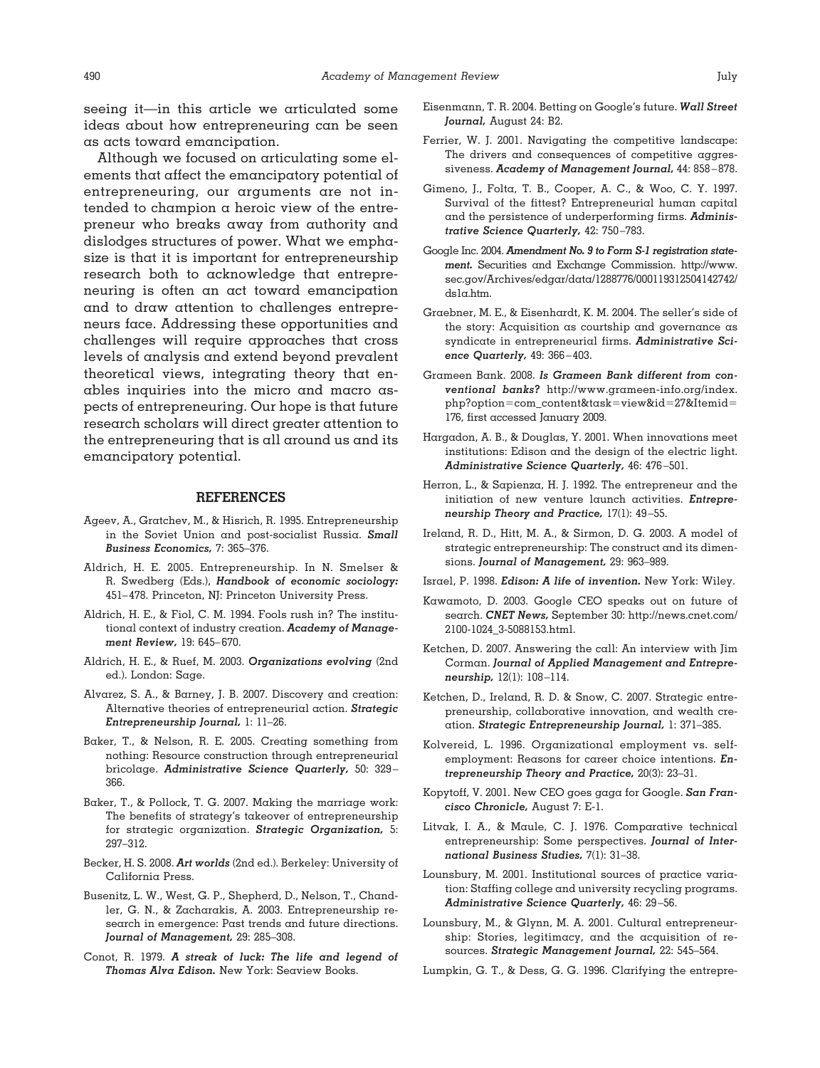seeing it—in this article we articulated some ideas about how entrepreneuring can be seen as acts toward emancipation.

Although we focused on articulating some elements that affect the emancipatory potential of entrepreneuring, our arguments are not intended to champion a heroic view of the entrepreneur who breaks away from authority and dislodges structures of power. What we emphasize is that it is important for entrepreneurship research both to acknowledge that entrepreneuring is often an act toward emancipation and to draw attention to challenges entrepreneurs face. Addressing these opportunities and challenges will require approaches that cross levels of analysis and extend beyond prevalent theoretical views, integrating theory that enables inquiries into the micro and macro aspects of entrepreneuring. Our hope is that future research scholars will direct greater attention to the entrepreneuring that is all around us and its emancipatory potential.

## REFERENCES

Ageev, A., Gratchev, M., & Hisrich, R. 1995. Entrepreneurship in the Soviet Union and post-socialist Russia. ***Small Business Economics,*** 7: 365–376.

Aldrich, H. E. 2005. Entrepreneurship. In N. Smelser & R. Swedberg (Eds.), ***Handbook of economic sociology:*** 451–478. Princeton, NJ: Princeton University Press.

Aldrich, H. E., & Fiol, C. M. 1994. Fools rush in? The institutional context of industry creation. ***Academy of Management Review,*** 19: 645–670.

Aldrich, H. E., & Ruef, M. 2003. ***Organizations evolving*** (2nd ed.). London: Sage.

Alvarez, S. A., & Barney, J. B. 2007. Discovery and creation: Alternative theories of entrepreneurial action. ***Strategic Entrepreneurship Journal,*** 1: 11–26.

Baker, T., & Nelson, R. E. 2005. Creating something from nothing: Resource construction through entrepreneurial bricolage. ***Administrative Science Quarterly,*** 50: 329–366.

Baker, T., & Pollock, T. G. 2007. Making the marriage work: The benefits of strategy's takeover of entrepreneurship for strategic organization. ***Strategic Organization,*** 5: 297–312.

Becker, H. S. 2008. ***Art worlds*** (2nd ed.). Berkeley: University of California Press.

Busenitz, L. W., West, G. P., Shepherd, D., Nelson, T., Chandler, G. N., & Zacharakis, A. 2003. Entrepreneurship research in emergence: Past trends and future directions. ***Journal of Management,*** 29: 285–308.

Conot, R. 1979. ***A streak of luck: The life and legend of Thomas Alva Edison.*** New York: Seaview Books.

Eisenmann, T. R. 2004. Betting on Google's future. ***Wall Street Journal,*** August 24: B2.

Ferrier, W. J. 2001. Navigating the competitive landscape: The drivers and consequences of competitive aggressiveness. ***Academy of Management Journal,*** 44: 858–878.

Gimeno, J., Folta, T. B., Cooper, A. C., & Woo, C. Y. 1997. Survival of the fittest? Entrepreneurial human capital and the persistence of underperforming firms. ***Administrative Science Quarterly,*** 42: 750–783.

Google Inc. 2004. ***Amendment No. 9 to Form S-1 registration statement.*** Securities and Exchange Commission. http://www.sec.gov/Archives/edgar/data/1288776/000119312504142742/ds1a.htm.

Graebner, M. E., & Eisenhardt, K. M. 2004. The seller's side of the story: Acquisition as courtship and governance as syndicate in entrepreneurial firms. ***Administrative Science Quarterly,*** 49: 366–403.

Grameen Bank. 2008. ***Is Grameen Bank different from conventional banks?*** http://www.grameen-info.org/index.php?option=com_content&task=view&id=27&Itemid=176, first accessed January 2009.

Hargadon, A. B., & Douglas, Y. 2001. When innovations meet institutions: Edison and the design of the electric light. ***Administrative Science Quarterly,*** 46: 476–501.

Herron, L., & Sapienza, H. J. 1992. The entrepreneur and the initiation of new venture launch activities. ***Entrepreneurship Theory and Practice,*** 17(1): 49–55.

Ireland, R. D., Hitt, M. A., & Sirmon, D. G. 2003. A model of strategic entrepreneurship: The construct and its dimensions. ***Journal of Management,*** 29: 963–989.

Israel, P. 1998. ***Edison: A life of invention.*** New York: Wiley.

Kawamoto, D. 2003. Google CEO speaks out on future of search. ***CNET News,*** September 30: http://news.cnet.com/2100-1024_3-5088153.html.

Ketchen, D. 2007. Answering the call: An interview with Jim Corman. ***Journal of Applied Management and Entrepreneurship,*** 12(1): 108–114.

Ketchen, D., Ireland, R. D. & Snow, C. 2007. Strategic entrepreneurship, collaborative innovation, and wealth creation. ***Strategic Entrepreneurship Journal,*** 1: 371–385.

Kolvereid, L. 1996. Organizational employment vs. self-employment: Reasons for career choice intentions. ***Entrepreneurship Theory and Practice,*** 20(3): 23–31.

Kopytoff, V. 2001. New CEO goes gaga for Google. ***San Francisco Chronicle,*** August 7: E-1.

Litvak, I. A., & Maule, C. J. 1976. Comparative technical entrepreneurship: Some perspectives. ***Journal of International Business Studies,*** 7(1): 31–38.

Lounsbury, M. 2001. Institutional sources of practice variation: Staffing college and university recycling programs. ***Administrative Science Quarterly,*** 46: 29–56.

Lounsbury, M., & Glynn, M. A. 2001. Cultural entrepreneurship: Stories, legitimacy, and the acquisition of resources. ***Strategic Management Journal,*** 22: 545–564.

Lumpkin, G. T., & Dess, G. G. 1996. Clarifying the entrepre-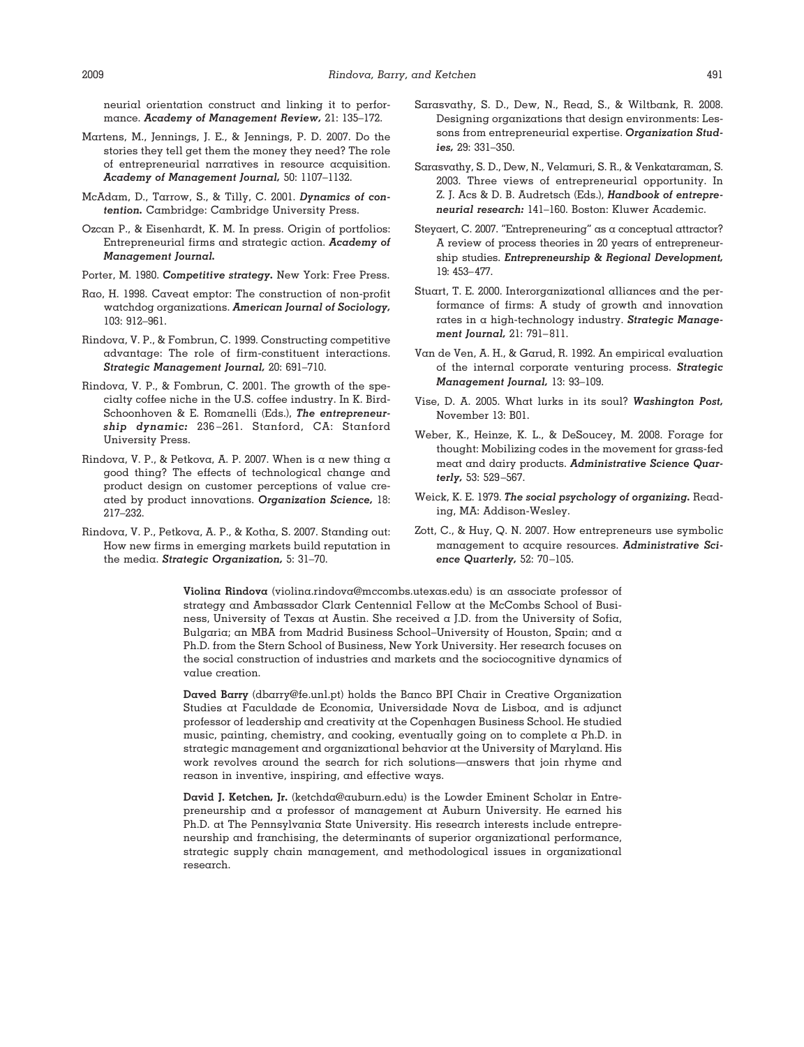neurial orientation construct and linking it to performance. ***Academy of Management Review,*** 21: 135–172.

Martens, M., Jennings, J. E., & Jennings, P. D. 2007. Do the stories they tell get them the money they need? The role of entrepreneurial narratives in resource acquisition. ***Academy of Management Journal,*** 50: 1107–1132.

McAdam, D., Tarrow, S., & Tilly, C. 2001. ***Dynamics of contention.*** Cambridge: Cambridge University Press.

Ozcan P., & Eisenhardt, K. M. In press. Origin of portfolios: Entrepreneurial firms and strategic action. ***Academy of Management Journal.***

Porter, M. 1980. ***Competitive strategy.*** New York: Free Press.

Rao, H. 1998. Caveat emptor: The construction of non-profit watchdog organizations. ***American Journal of Sociology,*** 103: 912–961.

Rindova, V. P., & Fombrun, C. 1999. Constructing competitive advantage: The role of firm-constituent interactions. ***Strategic Management Journal,*** 20: 691–710.

Rindova, V. P., & Fombrun, C. 2001. The growth of the specialty coffee niche in the U.S. coffee industry. In K. Bird-Schoonhoven & E. Romanelli (Eds.), ***The entrepreneurship dynamic:*** 236–261. Stanford, CA: Stanford University Press.

Rindova, V. P., & Petkova, A. P. 2007. When is a new thing a good thing? The effects of technological change and product design on customer perceptions of value created by product innovations. ***Organization Science,*** 18: 217–232.

Rindova, V. P., Petkova, A. P., & Kotha, S. 2007. Standing out: How new firms in emerging markets build reputation in the media. ***Strategic Organization,*** 5: 31–70.

Sarasvathy, S. D., Dew, N., Read, S., & Wiltbank, R. 2008. Designing organizations that design environments: Lessons from entrepreneurial expertise. ***Organization Studies,*** 29: 331–350.

Sarasvathy, S. D., Dew, N., Velamuri, S. R., & Venkataraman, S. 2003. Three views of entrepreneurial opportunity. In Z. J. Acs & D. B. Audretsch (Eds.), ***Handbook of entrepreneurial research:*** 141–160. Boston: Kluwer Academic.

Steyaert, C. 2007. "Entrepreneuring" as a conceptual attractor? A review of process theories in 20 years of entrepreneurship studies. ***Entrepreneurship & Regional Development,*** 19: 453–477.

Stuart, T. E. 2000. Interorganizational alliances and the performance of firms: A study of growth and innovation rates in a high-technology industry. ***Strategic Management Journal,*** 21: 791–811.

Van de Ven, A. H., & Garud, R. 1992. An empirical evaluation of the internal corporate venturing process. ***Strategic Management Journal,*** 13: 93–109.

Vise, D. A. 2005. What lurks in its soul? ***Washington Post,*** November 13: B01.

Weber, K., Heinze, K. L., & DeSoucey, M. 2008. Forage for thought: Mobilizing codes in the movement for grass-fed meat and dairy products. ***Administrative Science Quarterly,*** 53: 529–567.

Weick, K. E. 1979. ***The social psychology of organizing.*** Reading, MA: Addison-Wesley.

Zott, C., & Huy, Q. N. 2007. How entrepreneurs use symbolic management to acquire resources. ***Administrative Science Quarterly,*** 52: 70–105.

**Violina Rindova** (violina.rindova@mccombs.utexas.edu) is an associate professor of strategy and Ambassador Clark Centennial Fellow at the McCombs School of Business, University of Texas at Austin. She received a J.D. from the University of Sofia, Bulgaria; an MBA from Madrid Business School–University of Houston, Spain; and a Ph.D. from the Stern School of Business, New York University. Her research focuses on the social construction of industries and markets and the sociocognitive dynamics of value creation.

**Daved Barry** (dbarry@fe.unl.pt) holds the Banco BPI Chair in Creative Organization Studies at Faculdade de Economia, Universidade Nova de Lisboa, and is adjunct professor of leadership and creativity at the Copenhagen Business School. He studied music, painting, chemistry, and cooking, eventually going on to complete a Ph.D. in strategic management and organizational behavior at the University of Maryland. His work revolves around the search for rich solutions—answers that join rhyme and reason in inventive, inspiring, and effective ways.

**David J. Ketchen, Jr.** (ketchda@auburn.edu) is the Lowder Eminent Scholar in Entrepreneurship and a professor of management at Auburn University. He earned his Ph.D. at The Pennsylvania State University. His research interests include entrepreneurship and franchising, the determinants of superior organizational performance, strategic supply chain management, and methodological issues in organizational research.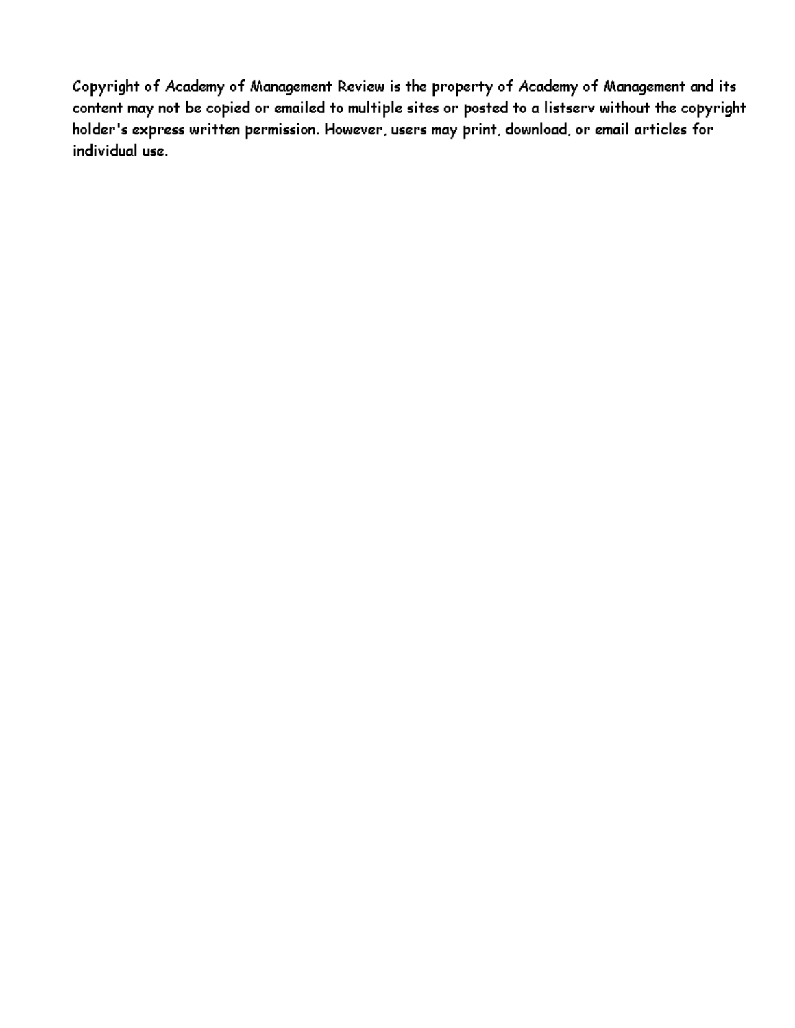Copyright of Academy of Management Review is the property of Academy of Management and its content may not be copied or emailed to multiple sites or posted to a listserv without the copyright holder's express written permission. However, users may print, download, or email articles for individual use.